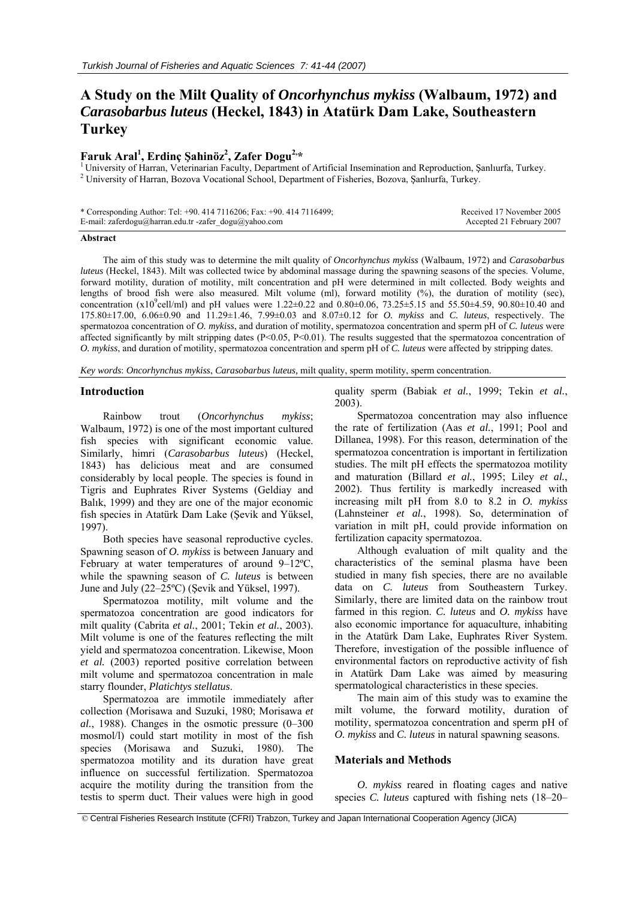# A Study on the Milt Quality of *Oncorhynchus mykiss* (Walbaum, 1972) and *Carasobarbus luteus* (Heckel, 1843) in Atatürk Dam Lake, Southeastern Turkey

**Faruk Aral[1], Erdinç Şahinöz[2], Zafer Dogu[2,*]**

[1] University of Harran, Veterinarian Faculty, Department of Artificial Insemination and Reproduction, Şanlıurfa, Turkey.
[2] University of Harran, Bozova Vocational School, Department of Fisheries, Bozova, Şanlıurfa, Turkey.

\* Corresponding Author: Tel: +90. 414 7116206; Fax: +90. 414 7116499; E-mail: zaferdogu@harran.edu.tr -zafer_dogu@yahoo.com

Received 17 November 2005
Accepted 21 February 2007

### Abstract

The aim of this study was to determine the milt quality of *Oncorhynchus mykiss* (Walbaum, 1972) and *Carasobarbus luteus* (Heckel, 1843). Milt was collected twice by abdominal massage during the spawning seasons of the species. Volume, forward motility, duration of motility, milt concentration and pH were determined in milt collected. Body weights and lengths of brood fish were also measured. Milt volume (ml), forward motility (%), the duration of motility (sec), concentration ($x10^9$cell/ml) and pH values were 1.22±0.22 and 0.80±0.06, 73.25±5.15 and 55.50±4.59, 90.80±10.40 and 175.80±17.00, 6.06±0.90 and 11.29±1.46, 7.99±0.03 and 8.07±0.12 for *O. mykiss* and *C. luteus*, respectively. The spermatozoa concentration of *O. mykiss*, and duration of motility, spermatozoa concentration and sperm pH of *C. luteus* were affected significantly by milt stripping dates ($P<0.05$, $P<0.01$). The results suggested that the spermatozoa concentration of *O. mykiss*, and duration of motility, spermatozoa concentration and sperm pH of *C. luteus* were affected by stripping dates.

*Key words*: *Oncorhynchus mykiss*, *Carasobarbus luteus,* milt quality, sperm motility, sperm concentration.

## Introduction

Rainbow trout (*Oncorhynchus mykiss*; Walbaum, 1972) is one of the most important cultured fish species with significant economic value. Similarly, himri (*Carasobarbus luteus*) (Heckel, 1843) has delicious meat and are consumed considerably by local people. The species is found in Tigris and Euphrates River Systems (Geldiay and Balık, 1999) and they are one of the major economic fish species in Atatürk Dam Lake (Şevik and Yüksel, 1997).

Both species have seasonal reproductive cycles. Spawning season of *O. mykiss* is between January and February at water temperatures of around 9–12ºC, while the spawning season of *C. luteus* is between June and July (22–25ºC) (Şevik and Yüksel, 1997).

Spermatozoa motility, milt volume and the spermatozoa concentration are good indicators for milt quality (Cabrita *et al.*, 2001; Tekin *et al.*, 2003). Milt volume is one of the features reflecting the milt yield and spermatozoa concentration. Likewise, Moon *et al.* (2003) reported positive correlation between milt volume and spermatozoa concentration in male starry flounder, *Platichtys stellatus*.

Spermatozoa are immotile immediately after collection (Morisawa and Suzuki, 1980; Morisawa *et al.*, 1988). Changes in the osmotic pressure (0–300 mosmol/l) could start motility in most of the fish species (Morisawa and Suzuki, 1980). The spermatozoa motility and its duration have great influence on successful fertilization. Spermatozoa acquire the motility during the transition from the testis to sperm duct. Their values were high in good quality sperm (Babiak *et al.*, 1999; Tekin *et al.*, 2003).

Spermatozoa concentration may also influence the rate of fertilization (Aas *et al.*, 1991; Pool and Dillanea, 1998). For this reason, determination of the spermatozoa concentration is important in fertilization studies. The milt pH effects the spermatozoa motility and maturation (Billard *et al.*, 1995; Liley *et al.*, 2002). Thus fertility is markedly increased with increasing milt pH from 8.0 to 8.2 in *O. mykiss* (Lahnsteiner *et al.*, 1998). So, determination of variation in milt pH, could provide information on fertilization capacity spermatozoa.

Although evaluation of milt quality and the characteristics of the seminal plasma have been studied in many fish species, there are no available data on *C. luteus* from Southeastern Turkey. Similarly, there are limited data on the rainbow trout farmed in this region. *C. luteus* and *O. mykiss* have also economic importance for aquaculture, inhabiting in the Atatürk Dam Lake, Euphrates River System. Therefore, investigation of the possible influence of environmental factors on reproductive activity of fish in Atatürk Dam Lake was aimed by measuring spermatological characteristics in these species.

The main aim of this study was to examine the milt volume, the forward motility, duration of motility, spermatozoa concentration and sperm pH of *O. mykiss* and *C. luteus* in natural spawning seasons.

## Materials and Methods

*O. mykiss* reared in floating cages and native species *C. luteus* captured with fishing nets (18–20–

© Central Fisheries Research Institute (CFRI) Trabzon, Turkey and Japan International Cooperation Agency (JICA)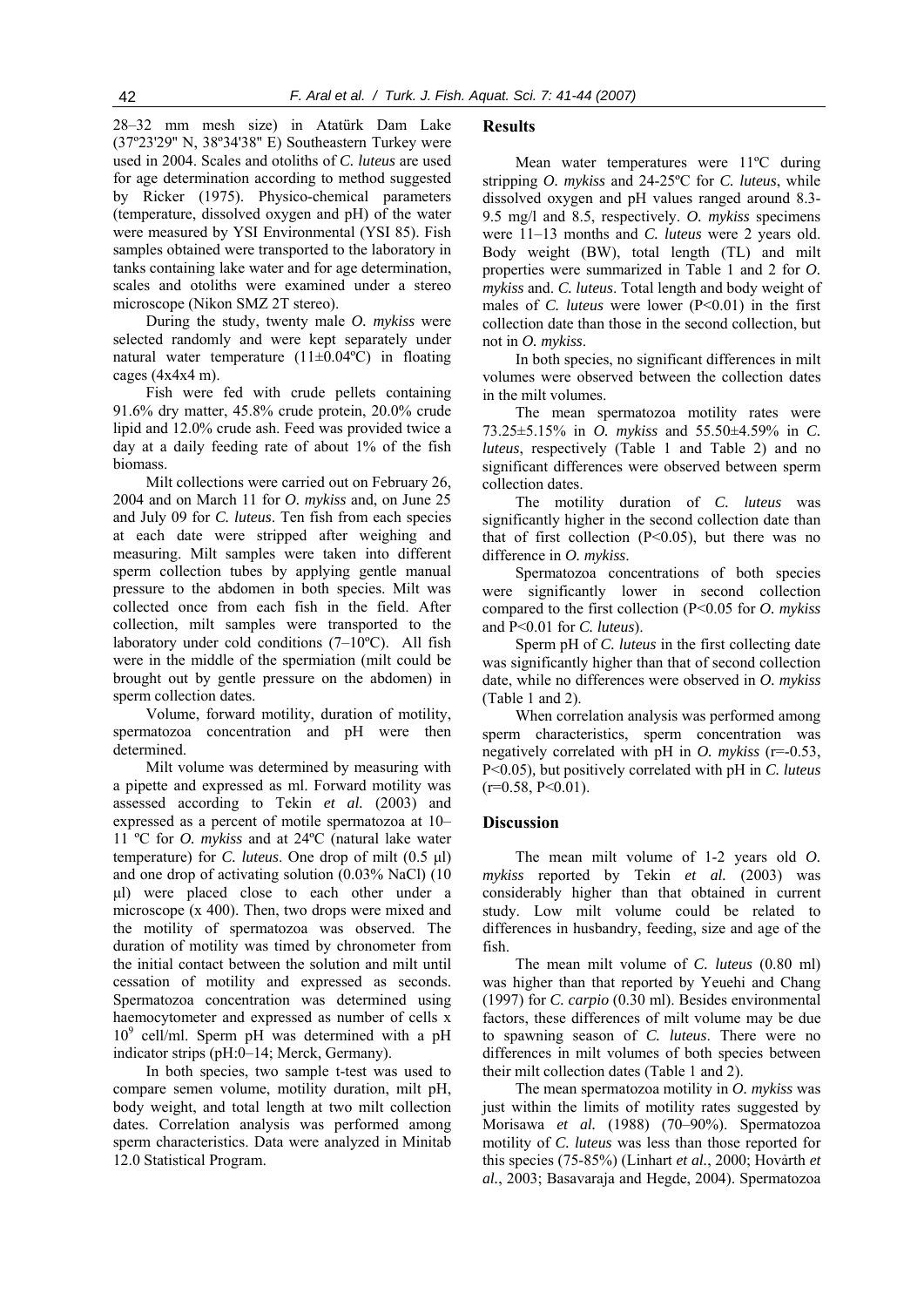28–32 mm mesh size) in Atatürk Dam Lake (37º23'29" N, 38º34'38" E) Southeastern Turkey were used in 2004. Scales and otoliths of *C. luteus* are used for age determination according to method suggested by Ricker (1975). Physico-chemical parameters (temperature, dissolved oxygen and pH) of the water were measured by YSI Environmental (YSI 85). Fish samples obtained were transported to the laboratory in tanks containing lake water and for age determination, scales and otoliths were examined under a stereo microscope (Nikon SMZ 2T stereo).

During the study, twenty male *O. mykiss* were selected randomly and were kept separately under natural water temperature (11±0.04ºC) in floating cages (4x4x4 m).

Fish were fed with crude pellets containing 91.6% dry matter, 45.8% crude protein, 20.0% crude lipid and 12.0% crude ash. Feed was provided twice a day at a daily feeding rate of about 1% of the fish biomass.

Milt collections were carried out on February 26, 2004 and on March 11 for *O. mykiss* and, on June 25 and July 09 for *C. luteus*. Ten fish from each species at each date were stripped after weighing and measuring. Milt samples were taken into different sperm collection tubes by applying gentle manual pressure to the abdomen in both species. Milt was collected once from each fish in the field. After collection, milt samples were transported to the laboratory under cold conditions (7–10ºC). All fish were in the middle of the spermiation (milt could be brought out by gentle pressure on the abdomen) in sperm collection dates.

Volume, forward motility, duration of motility, spermatozoa concentration and pH were then determined.

Milt volume was determined by measuring with a pipette and expressed as ml. Forward motility was assessed according to Tekin *et al.* (2003) and expressed as a percent of motile spermatozoa at 10–11 ºC for *O. mykiss* and at 24ºC (natural lake water temperature) for *C. luteus*. One drop of milt (0.5 µl) and one drop of activating solution (0.03% NaCl) (10 µl) were placed close to each other under a microscope (x 400). Then, two drops were mixed and the motility of spermatozoa was observed. The duration of motility was timed by chronometer from the initial contact between the solution and milt until cessation of motility and expressed as seconds. Spermatozoa concentration was determined using haemocytometer and expressed as number of cells x $10^9$ cell/ml. Sperm pH was determined with a pH indicator strips (pH:0–14; Merck, Germany).

In both species, two sample t-test was used to compare semen volume, motility duration, milt pH, body weight, and total length at two milt collection dates. Correlation analysis was performed among sperm characteristics. Data were analyzed in Minitab 12.0 Statistical Program.

## Results

Mean water temperatures were 11ºC during stripping *O. mykiss* and 24-25ºC for *C. luteus*, while dissolved oxygen and pH values ranged around 8.3-9.5 mg/l and 8.5, respectively. *O. mykiss* specimens were 11–13 months and *C. luteus* were 2 years old. Body weight (BW), total length (TL) and milt properties were summarized in Table 1 and 2 for *O. mykiss* and. *C. luteus*. Total length and body weight of males of *C. luteus* were lower ($P<0.01$) in the first collection date than those in the second collection, but not in *O. mykiss*.

In both species, no significant differences in milt volumes were observed between the collection dates in the milt volumes.

The mean spermatozoa motility rates were 73.25±5.15% in *O. mykiss* and 55.50±4.59% in *C. luteus*, respectively (Table 1 and Table 2) and no significant differences were observed between sperm collection dates.

The motility duration of *C. luteus* was significantly higher in the second collection date than that of first collection ($P<0.05$), but there was no difference in *O. mykiss*.

Spermatozoa concentrations of both species were significantly lower in second collection compared to the first collection ($P<0.05$ for *O. mykiss* and $P<0.01$ for *C. luteus*).

Sperm pH of *C. luteus* in the first collecting date was significantly higher than that of second collection date, while no differences were observed in *O. mykiss* (Table 1 and 2).

When correlation analysis was performed among sperm characteristics, sperm concentration was negatively correlated with pH in *O. mykiss* ($r=-0.53$, $P<0.05$), but positively correlated with pH in *C. luteus* ($r=0.58$, $P<0.01$).

## Discussion

The mean milt volume of 1-2 years old *O. mykiss* reported by Tekin *et al.* (2003) was considerably higher than that obtained in current study. Low milt volume could be related to differences in husbandry, feeding, size and age of the fish.

The mean milt volume of *C. luteus* (0.80 ml) was higher than that reported by Yeuehi and Chang (1997) for *C. carpio* (0.30 ml). Besides environmental factors, these differences of milt volume may be due to spawning season of *C. luteus*. There were no differences in milt volumes of both species between their milt collection dates (Table 1 and 2).

The mean spermatozoa motility in *O. mykiss* was just within the limits of motility rates suggested by Morisawa *et al.* (1988) (70–90%). Spermatozoa motility of *C. luteus* was less than those reported for this species (75-85%) (Linhart *et al.*, 2000; Hovárth *et al.*, 2003; Basavaraja and Hegde, 2004). Spermatozoa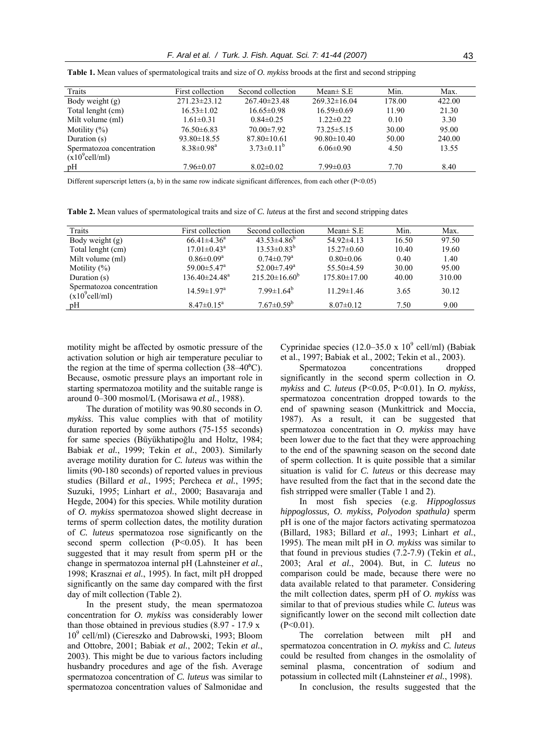**Table 1.** Mean values of spermatological traits and size of *O. mykiss* broods at the first and second stripping

| Traits | First collection | Second collection | Mean± S.E | Min. | Max. |
|---|---|---|---|---|---|
| Body weight (g) | 271.23±23.12 | 267.40±23.48 | 269.32±16.04 | 178.00 | 422.00 |
| Total lenght (cm) | 16.53±1.02 | 16.65±0.98 | 16.59±0.69 | 11.90 | 21.30 |
| Milt volume (ml) | 1.61±0.31 | 0.84±0.25 | 1.22±0.22 | 0.10 | 3.30 |
| Motility (%) | 76.50±6.83 | 70.00±7.92 | 73.25±5.15 | 30.00 | 95.00 |
| Duration (s) | 93.80±18.55 | 87.80±10.61 | 90.80±10.40 | 50.00 | 240.00 |
| Spermatozoa concentration ($x10^9$cell/ml) | 8.38±0.98[a] | 3.73±0.11[b] | 6.06±0.90 | 4.50 | 13.55 |
| pH | 7.96±0.07 | 8.02±0.02 | 7.99±0.03 | 7.70 | 8.40 |

Different superscript letters (a, b) in the same row indicate significant differences, from each other (P<0.05)

**Table 2.** Mean values of spermatological traits and size of *C. luteus* at the first and second stripping dates

| Traits | First collection | Second collection | Mean± S.E | Min. | Max. |
|---|---|---|---|---|---|
| Body weight (g) | 66.41±4.36[a] | 43.53±4.86[b] | 54.92±4.13 | 16.50 | 97.50 |
| Total lenght (cm) | 17.01±0.43[a] | 13.53±0.83[b] | 15.27±0.60 | 10.40 | 19.60 |
| Milt volume (ml) | 0.86±0.09[a] | 0.74±0.79[a] | 0.80±0.06 | 0.40 | 1.40 |
| Motility (%) | 59.00±5.47[a] | 52.00±7.49[a] | 55.50±4.59 | 30.00 | 95.00 |
| Duration (s) | 136.40±24.48[a] | 215.20±16.60[b] | 175.80±17.00 | 40.00 | 310.00 |
| Spermatozoa concentration ($x10^9$cell/ml) | 14.59±1.97[a] | 7.99±1.64[b] | 11.29±1.46 | 3.65 | 30.12 |
| pH | 8.47±0.15[a] | 7.67±0.59[b] | 8.07±0.12 | 7.50 | 9.00 |

motility might be affected by osmotic pressure of the activation solution or high air temperature peculiar to the region at the time of sperma collection (38–40ºC). Because, osmotic pressure plays an important role in starting spermatozoa motility and the suitable range is around 0–300 mosmol/L (Morisawa *et al.*, 1988).

The duration of motility was 90.80 seconds in *O. mykiss*. This value complies with that of motility duration reported by some authors (75-155 seconds) for same species (Büyükhatipoğlu and Holtz, 1984; Babiak *et al.*, 1999; Tekin *et al.*, 2003). Similarly average motility duration for *C. luteus* was within the limits (90-180 seconds) of reported values in previous studies (Billard *et al.*, 1995; Percheca *et al.*, 1995; Suzuki, 1995; Linhart *et al.*, 2000; Basavaraja and Hegde, 2004) for this species. While motility duration of *O. mykiss* spermatozoa showed slight decrease in terms of sperm collection dates, the motility duration of *C. luteus* spermatozoa rose significantly on the second sperm collection (P<0.05). It has been suggested that it may result from sperm pH or the change in spermatozoa internal pH (Lahnsteiner *et al.*, 1998; Krasznai *et al.*, 1995). In fact, milt pH dropped significantly on the same day compared with the first day of milt collection (Table 2).

In the present study, the mean spermatozoa concentration for *O. mykiss* was considerably lower than those obtained in previous studies (8.97 - 17.9 x $10^9$ cell/ml) (Ciereszko and Dabrowski, 1993; Bloom and Ottobre, 2001; Babiak *et al.*, 2002; Tekin *et al.*, 2003). This might be due to various factors including husbandry procedures and age of the fish. Average spermatozoa concentration of *C. luteus* was similar to spermatozoa concentration values of Salmonidae and Cyprinidae species (12.0–35.0 x $10^9$ cell/ml) (Babiak et al., 1997; Babiak et al., 2002; Tekin et al., 2003).

Spermatozoa concentrations dropped significantly in the second sperm collection in *O. mykiss* and *C. luteus* (P<0.05, P<0.01). In *O. mykiss,* spermatozoa concentration dropped towards to the end of spawning season (Munkittrick and Moccia, 1987). As a result, it can be suggested that spermatozoa concentration in *O. mykiss* may have been lower due to the fact that they were approaching to the end of the spawning season on the second date of sperm collection. It is quite possible that a similar situation is valid for *C. luteus* or this decrease may have resulted from the fact that in the second date the fish strripped were smaller (Table 1 and 2).

In most fish species (e.g. *Hippoglossus hippoglossus, O. mykiss, Polyodon spathula)* sperm pH is one of the major factors activating spermatozoa (Billard, 1983; Billard *et al.*, 1993; Linhart *et al.*, 1995). The mean milt pH in *O. mykiss* was similar to that found in previous studies (7.2-7.9) (Tekin *et al.*, 2003; Aral *et al.*, 2004). But, in *C. luteus* no comparison could be made, because there were no data available related to that parameter. Considering the milt collection dates, sperm pH of *O. mykiss* was similar to that of previous studies while *C. luteus* was significantly lower on the second milt collection date (P<0.01).

The correlation between milt pH and spermatozoa concentration in *O. mykiss* and *C. luteus* could be resulted from changes in the osmolality of seminal plasma, concentration of sodium and potassium in collected milt (Lahnsteiner *et al.*, 1998).

In conclusion, the results suggested that the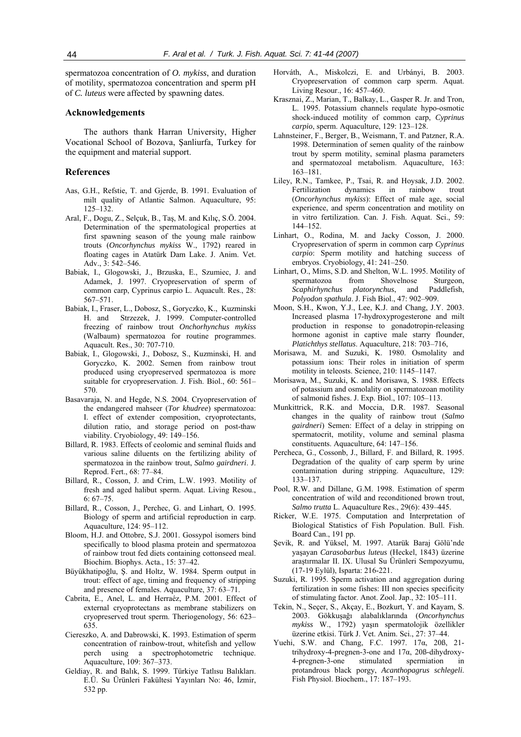spermatozoa concentration of *O. mykiss*, and duration of motility, spermatozoa concentration and sperm pH of *C. luteus* were affected by spawning dates.

## Acknowledgements

The authors thank Harran University, Higher Vocational School of Bozova, Şanliurfa, Turkey for the equipment and material support.

## References

Aas, G.H., Refstie, T. and Gjerde, B. 1991. Evaluation of milt quality of Atlantic Salmon. Aquaculture, 95: 125–132.

Aral, F., Dogu, Z., Selçuk, B., Taş, M. and Kılıç, S.Ö. 2004. Determination of the spermatological properties at first spawning season of the young male rainbow trouts (*Oncorhynchus mykiss* W., 1792) reared in floating cages in Atatürk Dam Lake. J. Anim. Vet. Adv., 3: 542–546.

Babiak, I., Glogowski, J., Brzuska, E., Szumiec, J. and Adamek, J. 1997. Cryopreservation of sperm of common carp, Cyprinus carpio L. Aquacult. Res., 28: 567–571.

Babiak, I., Fraser, L., Dobosz, S., Goryczko, K., Kuzminski H. and Strzezek, J. 1999. Computer-controlled freezing of rainbow trout *Onchorhynchus mykiss* (Walbaum) spermatozoa for routine programmes. Aquacult. Res., 30: 707-710.

Babiak, I., Glogowski, J., Dobosz, S., Kuzminski, H. and Goryczko, K. 2002. Semen from rainbow trout produced using cryopreserved spermatozoa is more suitable for cryopreservation. J. Fish. Biol., 60: 561–570.

Basavaraja, N. and Hegde, N.S. 2004. Cryopreservation of the endangered mahseer (*Tor khudree*) spermatozoa: I. effect of extender composition, cryoprotectants, dilution ratio, and storage period on post-thaw viability. Cryobiology, 49: 149–156.

Billard, R. 1983. Effects of ceolomic and seminal fluids and various saline diluents on the fertilizing ability of spermatozoa in the rainbow trout, *Salmo gairdneri*. J. Reprod. Fert., 68: 77–84.

Billard, R., Cosson, J. and Crim, L.W. 1993. Motility of fresh and aged halibut sperm. Aquat. Living Resou., 6: 67–75.

Billard, R., Cosson, J., Perchec, G. and Linhart, O. 1995. Biology of sperm and artificial reproduction in carp. Aquaculture, 124: 95–112.

Bloom, H.J. and Ottobre, S.J. 2001. Gossypol isomers bind specifically to blood plasma protein and spermatozoa of rainbow trout fed diets containing cottonseed meal. Biochim. Biophys. Acta., 15: 37–42.

Büyükhatipoğlu, Ş. and Holtz, W. 1984. Sperm output in trout: effect of age, timing and frequency of stripping and presence of females. Aquaculture, 37: 63–71.

Cabrita, E., Anel, L. and Herraéz, P.M. 2001. Effect of external cryoprotectans as membrane stabilizers on cryopreserved trout sperm. Theriogenology, 56: 623–635.

Ciereszko, A. and Dabrowski, K. 1993. Estimation of sperm concentration of rainbow-trout, whitefish and yellow perch using a spectrophotometric technique. Aquaculture, 109: 367–373.

Geldiay, R. and Balık, S. 1999. Türkiye Tatlısu Balıkları. E.Ü. Su Ürünleri Fakültesi Yayınları No: 46, İzmir, 532 pp.

Horváth, A., Miskolczi, E. and Urbányi, B. 2003. Cryopreservation of common carp sperm. Aquat. Living Resour., 16: 457–460.

Krasznai, Z., Marian, T., Balkay, L., Gasper R. Jr. and Tron, L. 1995. Potassium channels requlate hypo-osmotic shock-induced motility of common carp, *Cyprinus carpio*, sperm. Aquaculture, 129: 123–128.

Lahnsteiner, F., Berger, B., Weismann, T. and Patzner, R.A. 1998. Determination of semen quality of the rainbow trout by sperm motility, seminal plasma parameters and spermatozoal metabolism. Aquaculture, 163: 163–181.

Liley, R.N., Tamkee, P., Tsai, R. and Hoysak, J.D. 2002. Fertilization dynamics in rainbow trout (*Oncorhynchus mykiss*): Effect of male age, social experience, and sperm concentration and motility on in vitro fertilization. Can. J. Fish. Aquat. Sci., 59: 144–152.

Linhart, O., Rodina, M. and Jacky Cosson, J. 2000. Cryopreservation of sperm in common carp *Cyprinus carpio*: Sperm motility and hatching success of embryos. Cryobiology, 41: 241–250.

Linhart, O., Mims, S.D. and Shelton, W.L. 1995. Motility of spermatozoa from Shovelnose Sturgeon, *Scaphirhynchus platorynchus*, and Paddlefish, *Polyodon spathula*. J. Fish Biol., 47: 902–909.

Moon, S.H., Kwon, Y.J., Lee, K.J. and Chang, J.Y. 2003. Increased plasma 17-hydroxyprogesterone and milt production in response to gonadotropin-releasing hormone agonist in captive male starry flounder, *Platichthys stellatus*. Aquaculture, 218: 703–716,

Morisawa, M. and Suzuki, K. 1980. Osmolality and potassium ions: Their roles in initiation of sperm motility in teleosts. Science, 210: 1145–1147.

Morisawa, M., Suzuki, K. and Morisawa, S. 1988. Effects of potassium and osmolality on spermatozoan motility of salmonid fishes. J. Exp. Biol., 107: 105–113.

Munkittrick, R.K. and Moccia, D.R. 1987. Seasonal changes in the quality of rainbow trout (*Salmo gairdneri*) Semen: Effect of a delay in stripping on spermatocrit, motility, volume and seminal plasma constituents. Aquaculture, 64: 147–156.

Percheca, G., Cossonb, J., Billard, F. and Billard, R. 1995. Degradation of the quality of carp sperm by urine contamination during stripping. Aquaculture, 129: 133–137.

Pool, R.W. and Dillane, G.M. 1998. Estimation of sperm concentration of wild and reconditioned brown trout, *Salmo trutta* L. Aquaculture Res., 29(6): 439–445.

Ricker, W.E. 1975. Computation and Interpretation of Biological Statistics of Fish Population. Bull. Fish. Board Can., 191 pp.

Şevik, R. and Yüksel, M. 1997. Atarük Baraj Gölü'nde yaşayan *Carasobarbus luteus* (Heckel, 1843) üzerine araştırmalar II. IX. Ulusal Su Ürünleri Sempozyumu, (17-19 Eylül), Isparta: 216-221.

Suzuki, R. 1995. Sperm activation and aggregation during fertilization in some fishes: III non species specificity of stimulating factor. Anot. Zool. Jap., 32: 105–111.

Tekin, N., Seçer, S., Akçay, E., Bozkurt, Y. and Kayam, S. 2003. Gökkuşağı alabalıklarında (*Oncorhynchus mykiss* W., 1792) yaşın spermatolojik özellikler üzerine etkisi. Türk J. Vet. Anim. Sci., 27: 37–44.

Yuehi, S.W. and Chang, F.C. 1997. 17α, 20ß, 21-trihydroxy-4-pregnen-3-one and 17α, 20ß-dihydroxy-4-pregnen-3-one stimulated spermiation in protandrous black porgy, *Acanthopagrus schlegeli*. Fish Physiol. Biochem., 17: 187–193.